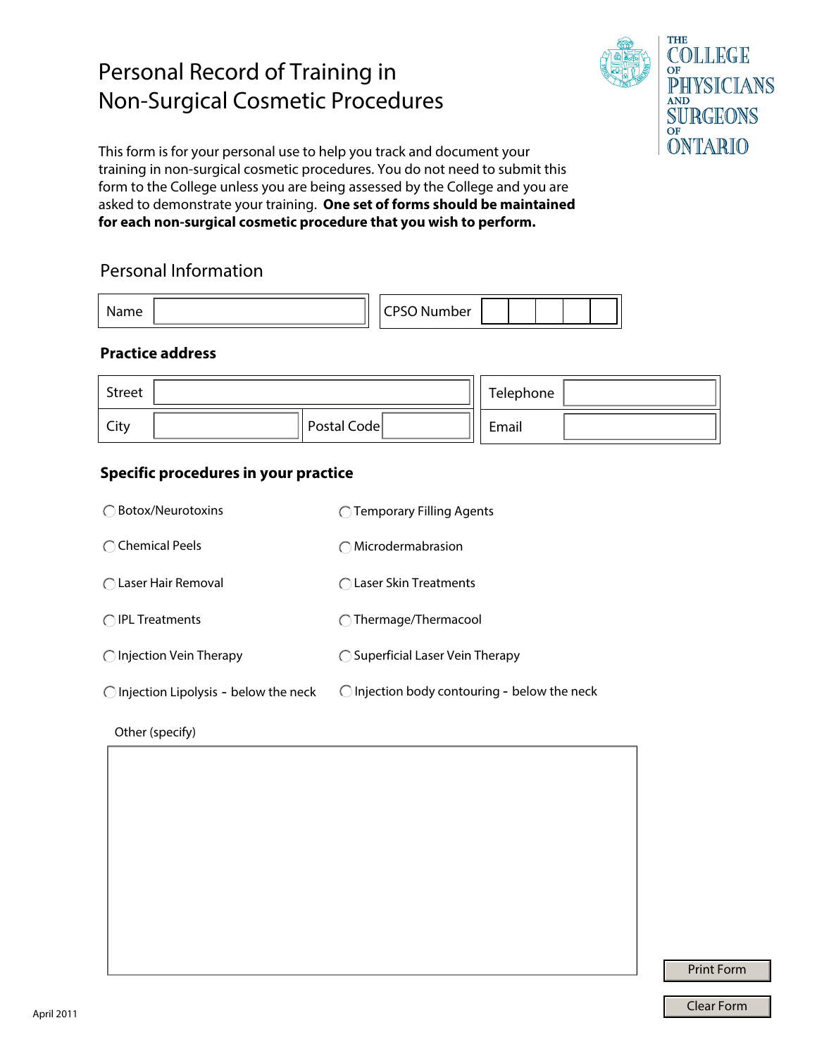# Personal Record of Training in Non-Surgical Cosmetic Procedures

THE COLLEGE OF PHYSICIANS AND SURGEONS OF ONTARIO

This form is for your personal use to help you track and document your training in non-surgical cosmetic procedures. You do not need to submit this form to the College unless you are being assessed by the College and you are asked to demonstrate your training. **One set of forms should be maintained for each non-surgical cosmetic procedure that you wish to perform.**

## Personal Information

| Name | | CPSO Number | |
|---|---|---|---|

### Practice address

| Street | | | | Telephone | |
|---|---|---|---|---|---|
| City | | Postal Code | | Email | |

### Specific procedures in your practice

- ◯ Botox/Neurotoxins
- ◯ Temporary Filling Agents
- ◯ Chemical Peels
- ◯ Microdermabrasion
- ◯ Laser Hair Removal
- ◯ Laser Skin Treatments
- ◯ IPL Treatments
- ◯ Thermage/Thermacool
- ◯ Injection Vein Therapy
- ◯ Superficial Laser Vein Therapy
- ◯ Injection Lipolysis - below the neck
- ◯ Injection body contouring - below the neck

Other (specify)

Print Form

Clear Form

April 2011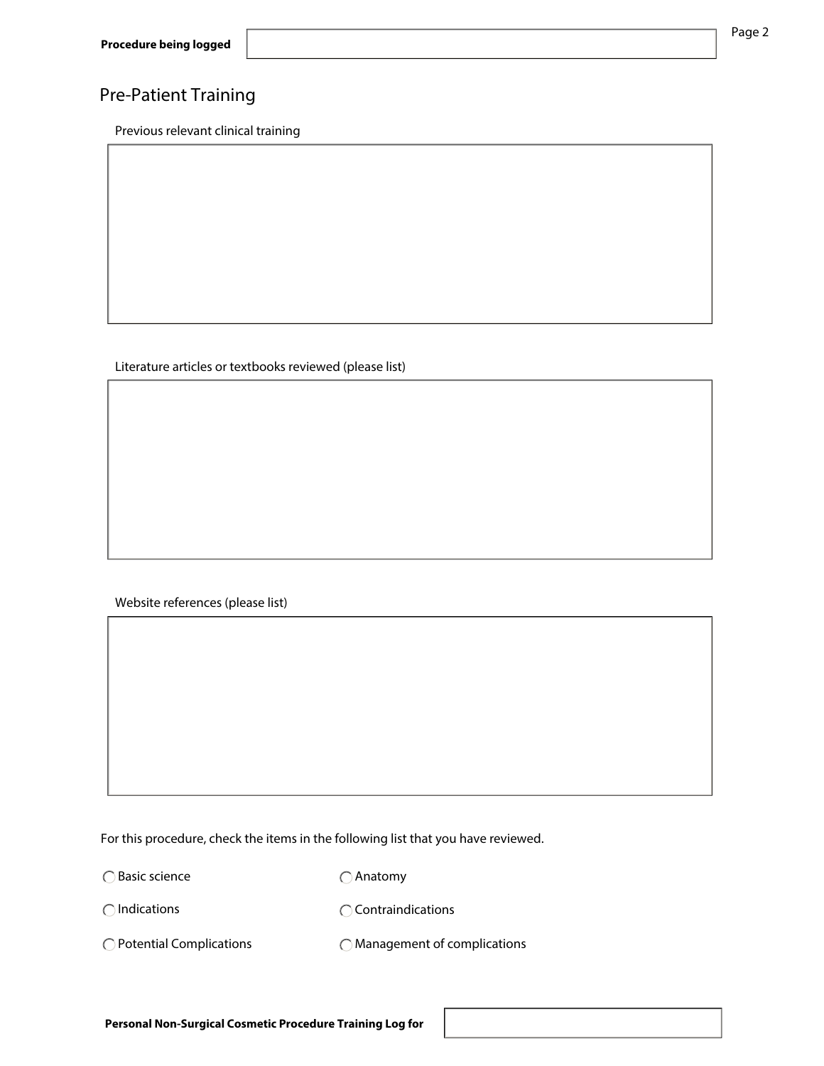**Procedure being logged**

## Pre-Patient Training

Previous relevant clinical training

Literature articles or textbooks reviewed (please list)

Website references (please list)

For this procedure, check the items in the following list that you have reviewed.

- ◯ Basic science
- ◯ Anatomy
- ◯ Indications
- ◯ Contraindications
- ◯ Potential Complications
- ◯ Management of complications

**Personal Non-Surgical Cosmetic Procedure Training Log for**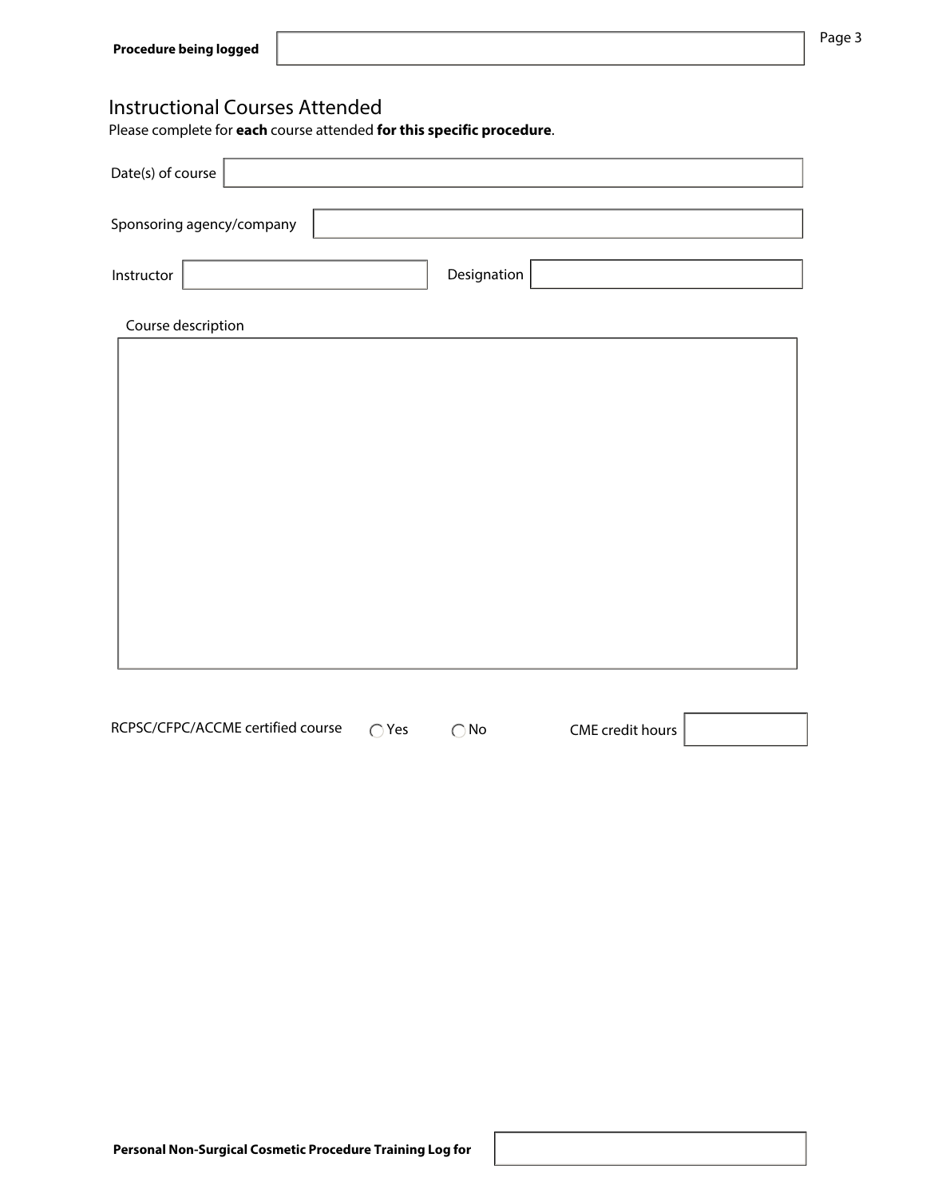**Procedure being logged**

## Instructional Courses Attended

Please complete for **each** course attended **for this specific procedure**.

Date(s) of course

Sponsoring agency/company

Instructor

Designation

Course description

RCPSC/CFPC/ACCME certified course ◯ Yes ◯ No

CME credit hours

**Personal Non-Surgical Cosmetic Procedure Training Log for**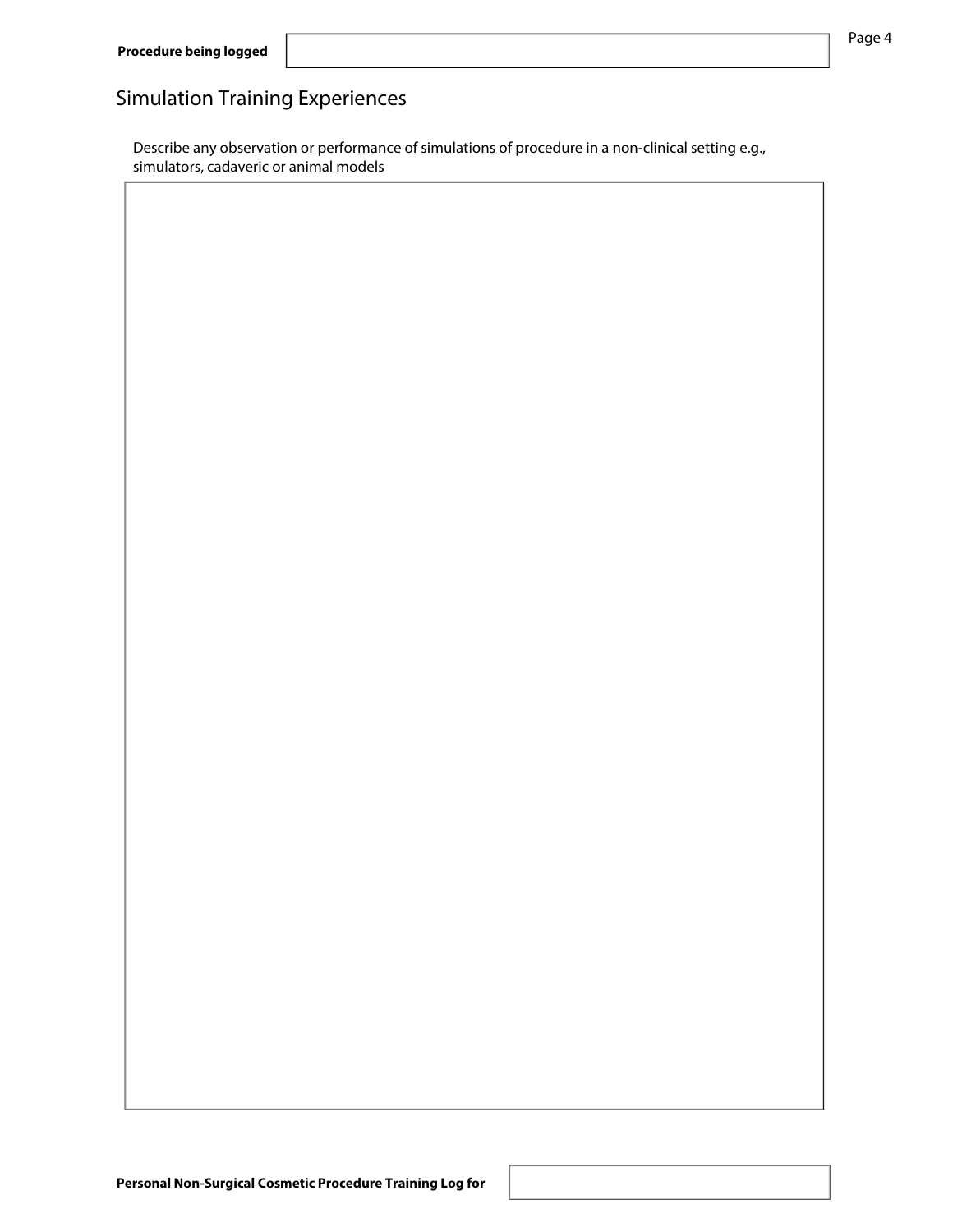**Procedure being logged**

## Simulation Training Experiences

Describe any observation or performance of simulations of procedure in a non-clinical setting e.g., simulators, cadaveric or animal models

**Personal Non-Surgical Cosmetic Procedure Training Log for**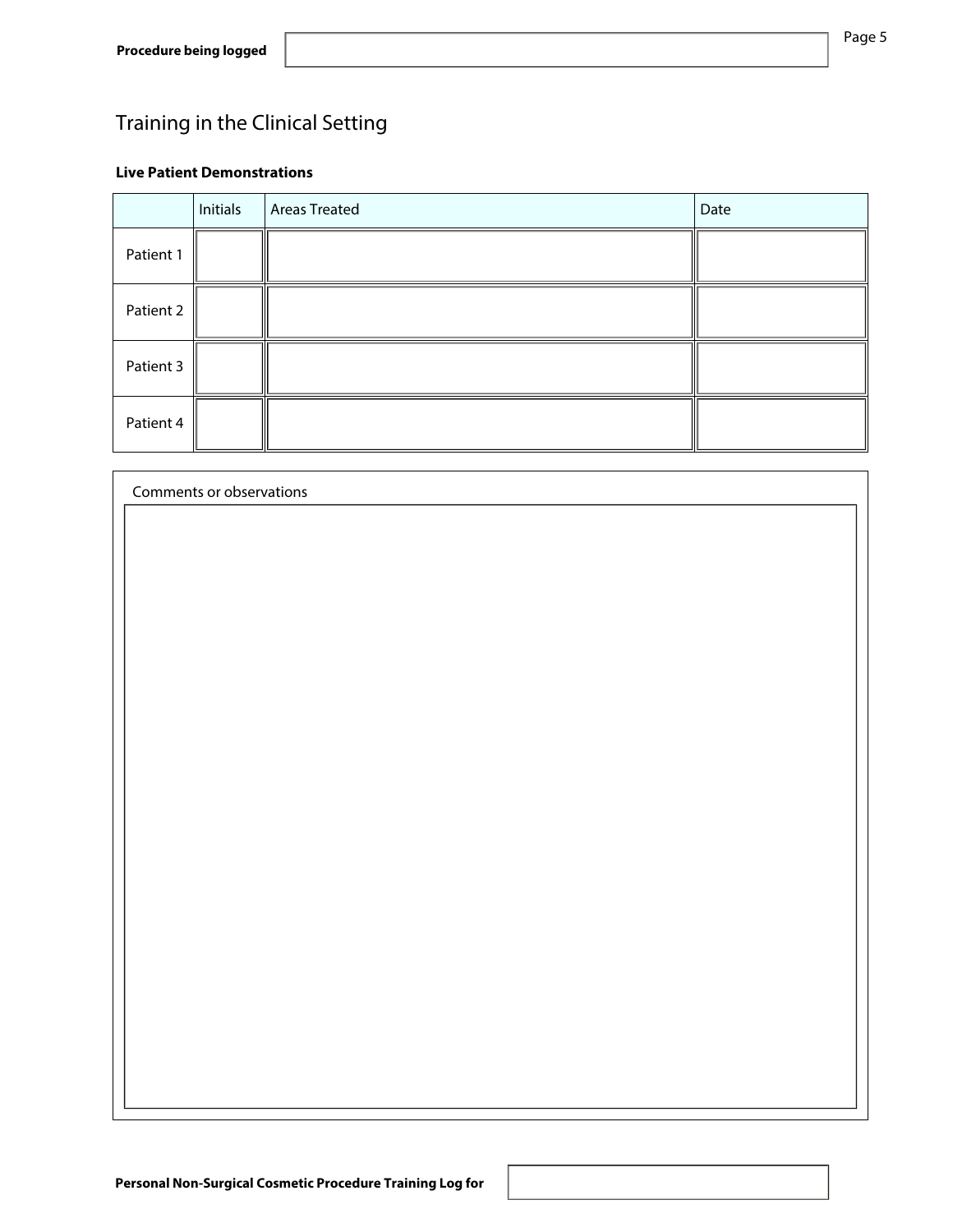**Procedure being logged**

## Training in the Clinical Setting

### Live Patient Demonstrations

| | Initials | Areas Treated | Date |
|---|---|---|---|
| Patient 1 | | | |
| Patient 2 | | | |
| Patient 3 | | | |
| Patient 4 | | | |

Comments or observations

**Personal Non-Surgical Cosmetic Procedure Training Log for**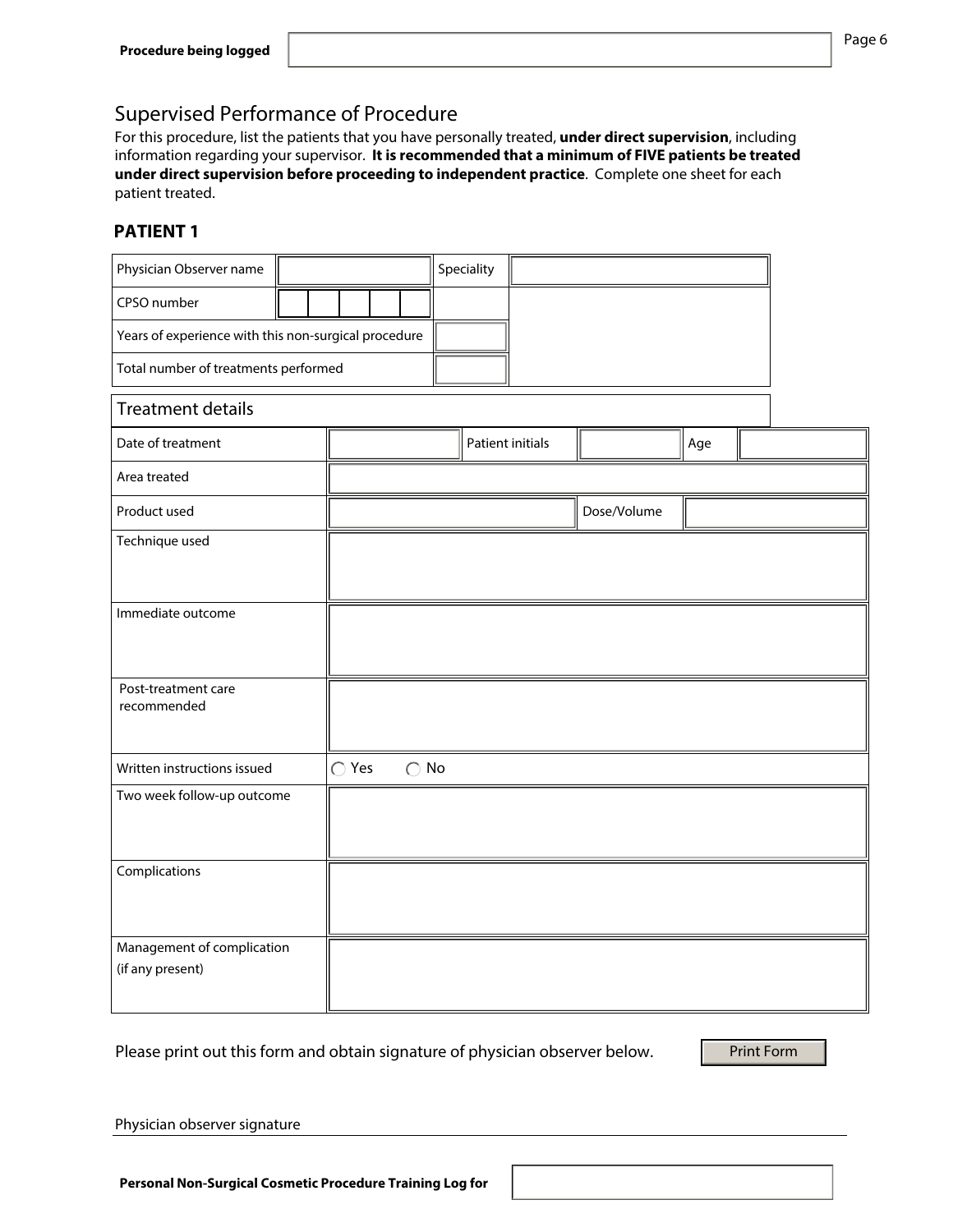**Procedure being logged**

## Supervised Performance of Procedure

For this procedure, list the patients that you have personally treated, **under direct supervision**, including information regarding your supervisor. **It is recommended that a minimum of FIVE patients be treated under direct supervision before proceeding to independent practice**. Complete one sheet for each patient treated.

### PATIENT 1

| | | | |
|---|---|---|---|
| Physician Observer name | | Speciality | |
| CPSO number | | | |
| Years of experience with this non-surgical procedure | | | |
| Total number of treatments performed | | | |

| Treatment details | | | | | |
|---|---|---|---|---|---|
| Date of treatment | | Patient initials | | Age | |
| Area treated | | | | | |
| Product used | | Dose/Volume | | | |
| Technique used | | | | | |
| Immediate outcome | | | | | |
| Post-treatment care recommended | | | | | |
| Written instructions issued | ◯ Yes ◯ No | | | | |
| Two week follow-up outcome | | | | | |
| Complications | | | | | |
| Management of complication (if any present) | | | | | |

Please print out this form and obtain signature of physician observer below.

Print Form

Physician observer signature

**Personal Non-Surgical Cosmetic Procedure Training Log for**